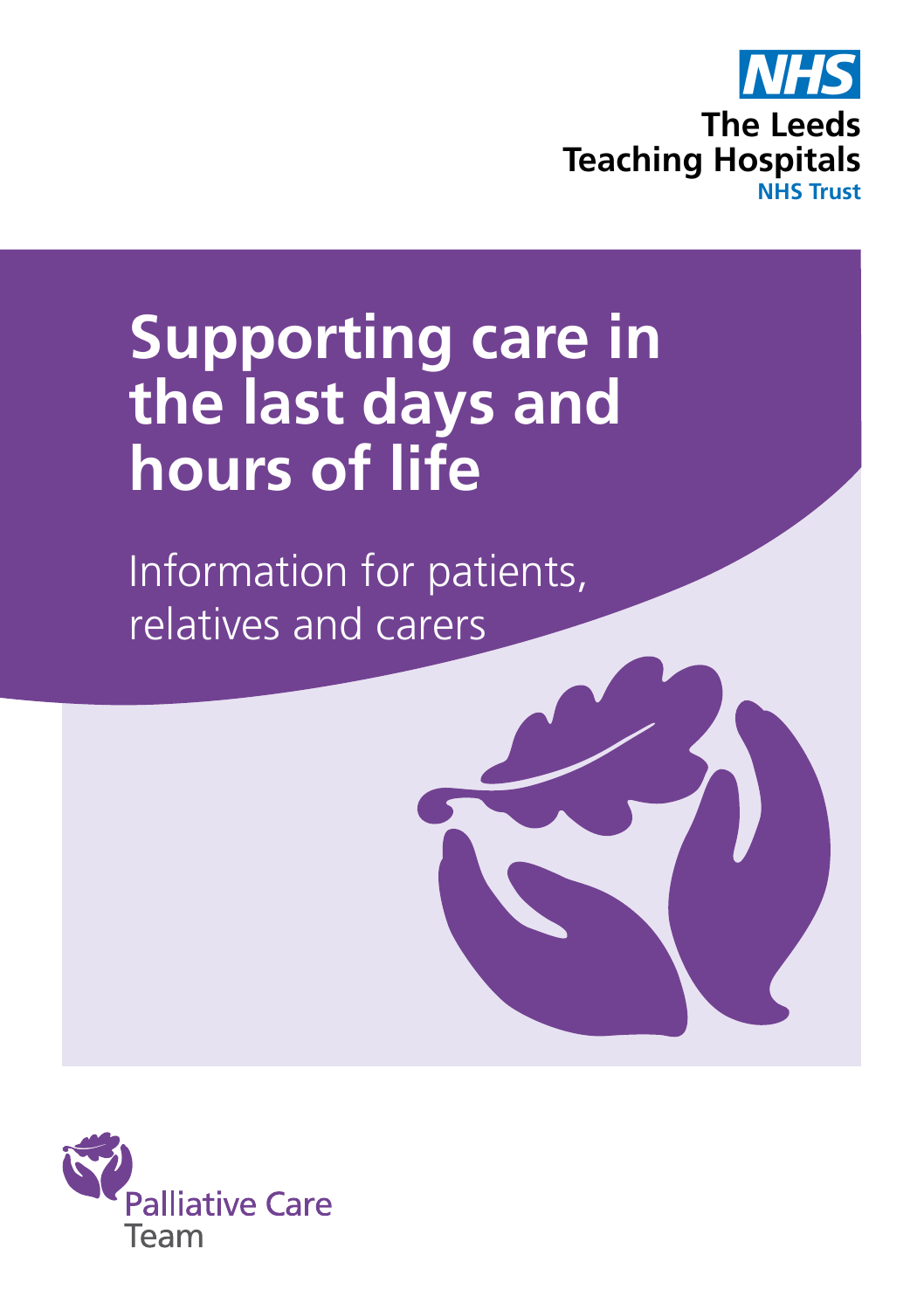NHS
The Leeds Teaching Hospitals
NHS Trust

# Supporting care in the last days and hours of life

Information for patients, relatives and carers

Palliative Care Team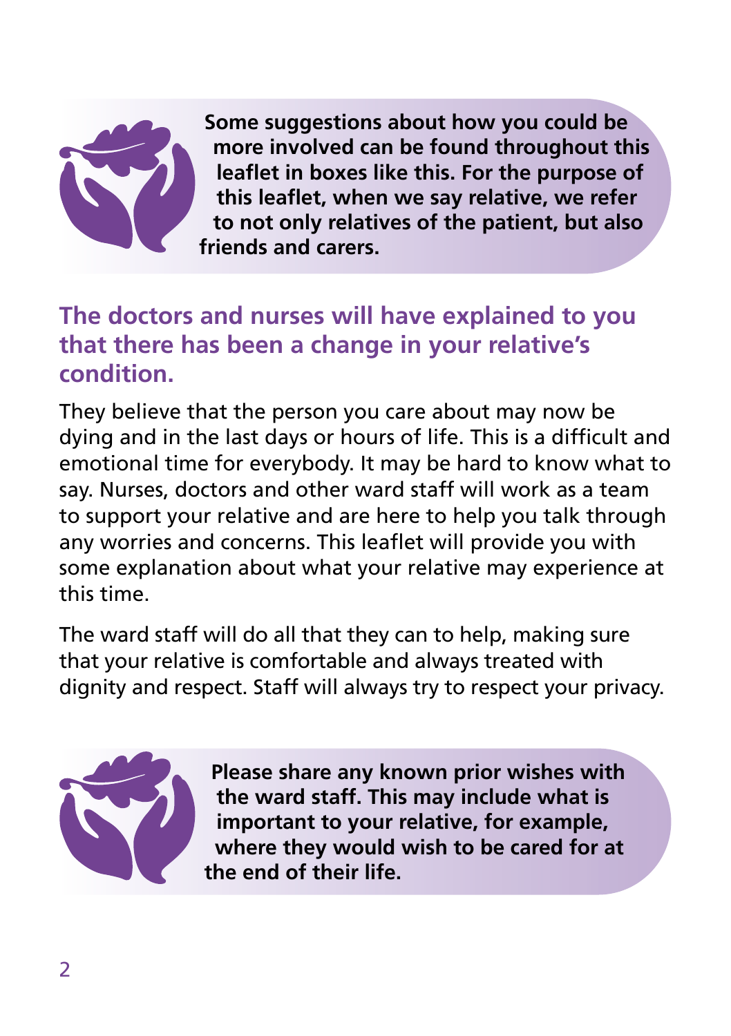**Some suggestions about how you could be more involved can be found throughout this leaflet in boxes like this. For the purpose of this leaflet, when we say relative, we refer to not only relatives of the patient, but also friends and carers.**

## The doctors and nurses will have explained to you that there has been a change in your relative's condition.

They believe that the person you care about may now be dying and in the last days or hours of life. This is a difficult and emotional time for everybody. It may be hard to know what to say. Nurses, doctors and other ward staff will work as a team to support your relative and are here to help you talk through any worries and concerns. This leaflet will provide you with some explanation about what your relative may experience at this time.

The ward staff will do all that they can to help, making sure that your relative is comfortable and always treated with dignity and respect. Staff will always try to respect your privacy.

**Please share any known prior wishes with the ward staff. This may include what is important to your relative, for example, where they would wish to be cared for at the end of their life.**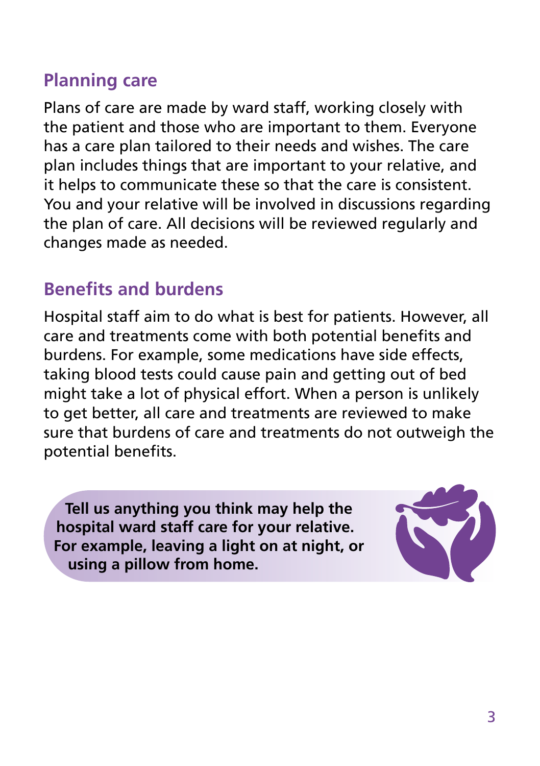## Planning care

Plans of care are made by ward staff, working closely with the patient and those who are important to them. Everyone has a care plan tailored to their needs and wishes. The care plan includes things that are important to your relative, and it helps to communicate these so that the care is consistent. You and your relative will be involved in discussions regarding the plan of care. All decisions will be reviewed regularly and changes made as needed.

## Benefits and burdens

Hospital staff aim to do what is best for patients. However, all care and treatments come with both potential benefits and burdens. For example, some medications have side effects, taking blood tests could cause pain and getting out of bed might take a lot of physical effort. When a person is unlikely to get better, all care and treatments are reviewed to make sure that burdens of care and treatments do not outweigh the potential benefits.

**Tell us anything you think may help the hospital ward staff care for your relative. For example, leaving a light on at night, or using a pillow from home.**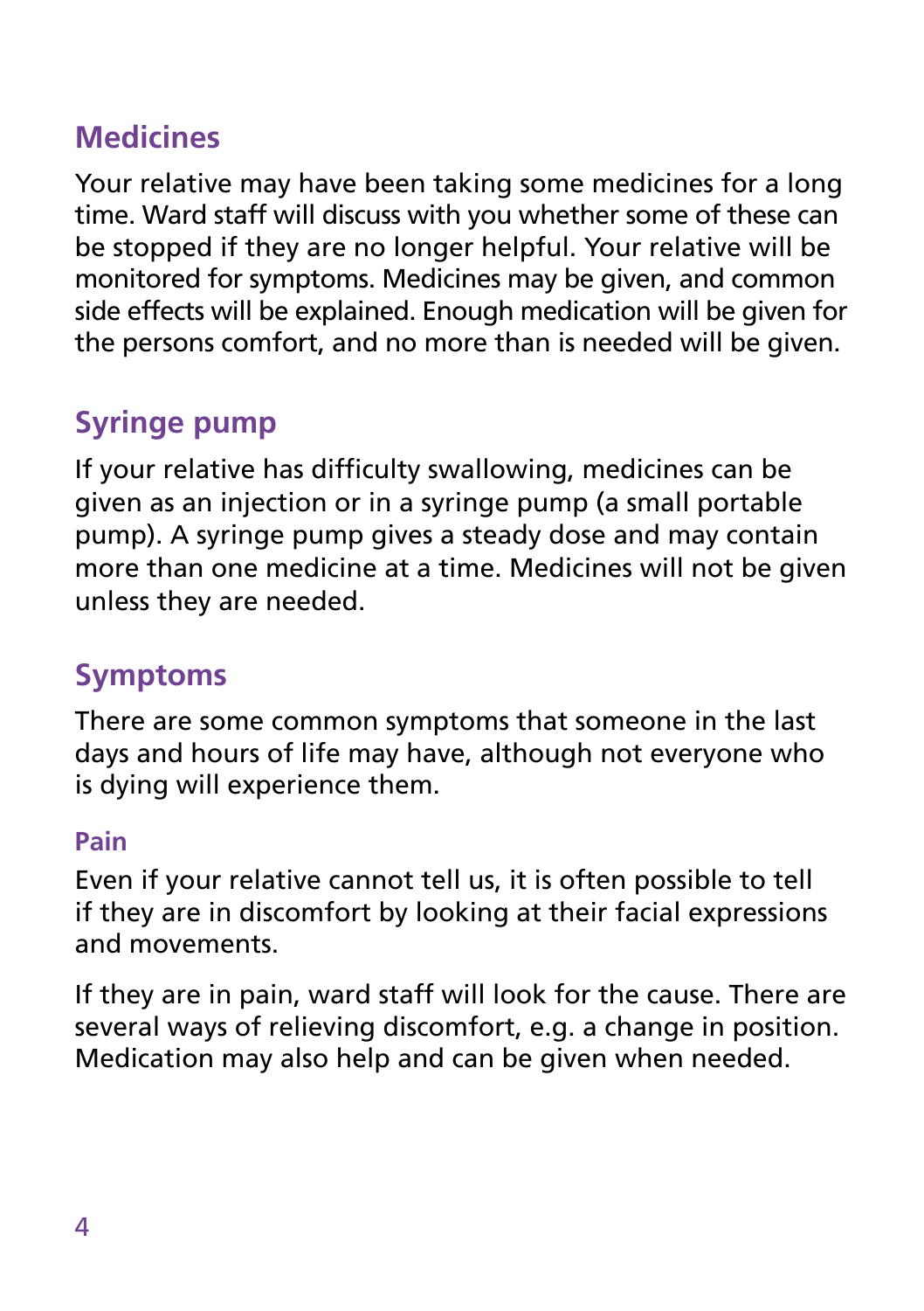## Medicines

Your relative may have been taking some medicines for a long time. Ward staff will discuss with you whether some of these can be stopped if they are no longer helpful. Your relative will be monitored for symptoms. Medicines may be given, and common side effects will be explained. Enough medication will be given for the persons comfort, and no more than is needed will be given.

## Syringe pump

If your relative has difficulty swallowing, medicines can be given as an injection or in a syringe pump (a small portable pump). A syringe pump gives a steady dose and may contain more than one medicine at a time. Medicines will not be given unless they are needed.

## Symptoms

There are some common symptoms that someone in the last days and hours of life may have, although not everyone who is dying will experience them.

### Pain

Even if your relative cannot tell us, it is often possible to tell if they are in discomfort by looking at their facial expressions and movements.

If they are in pain, ward staff will look for the cause. There are several ways of relieving discomfort, e.g. a change in position. Medication may also help and can be given when needed.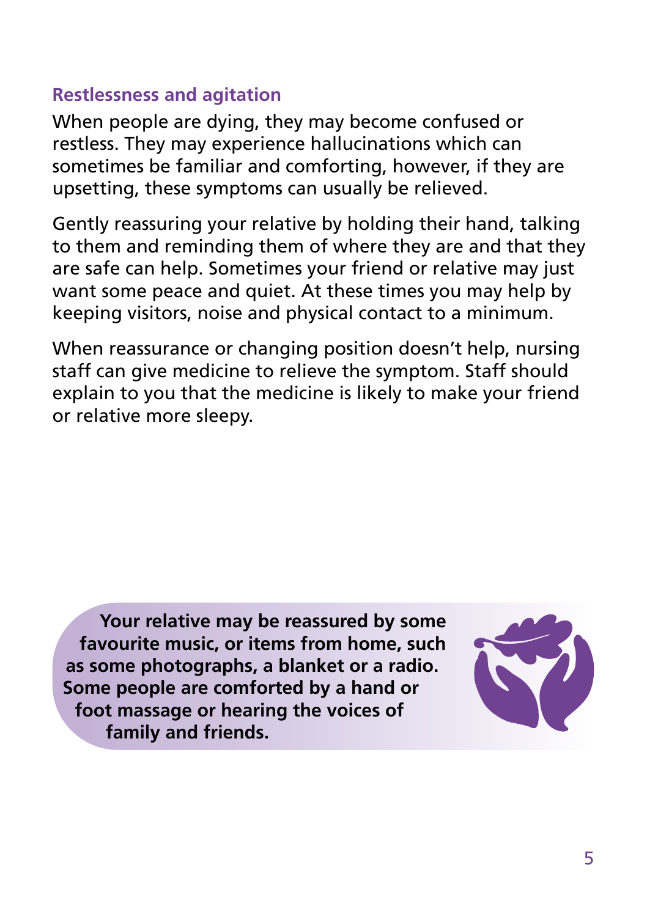## Restlessness and agitation

When people are dying, they may become confused or restless. They may experience hallucinations which can sometimes be familiar and comforting, however, if they are upsetting, these symptoms can usually be relieved.

Gently reassuring your relative by holding their hand, talking to them and reminding them of where they are and that they are safe can help. Sometimes your friend or relative may just want some peace and quiet. At these times you may help by keeping visitors, noise and physical contact to a minimum.

When reassurance or changing position doesn't help, nursing staff can give medicine to relieve the symptom. Staff should explain to you that the medicine is likely to make your friend or relative more sleepy.

**Your relative may be reassured by some favourite music, or items from home, such as some photographs, a blanket or a radio. Some people are comforted by a hand or foot massage or hearing the voices of family and friends.**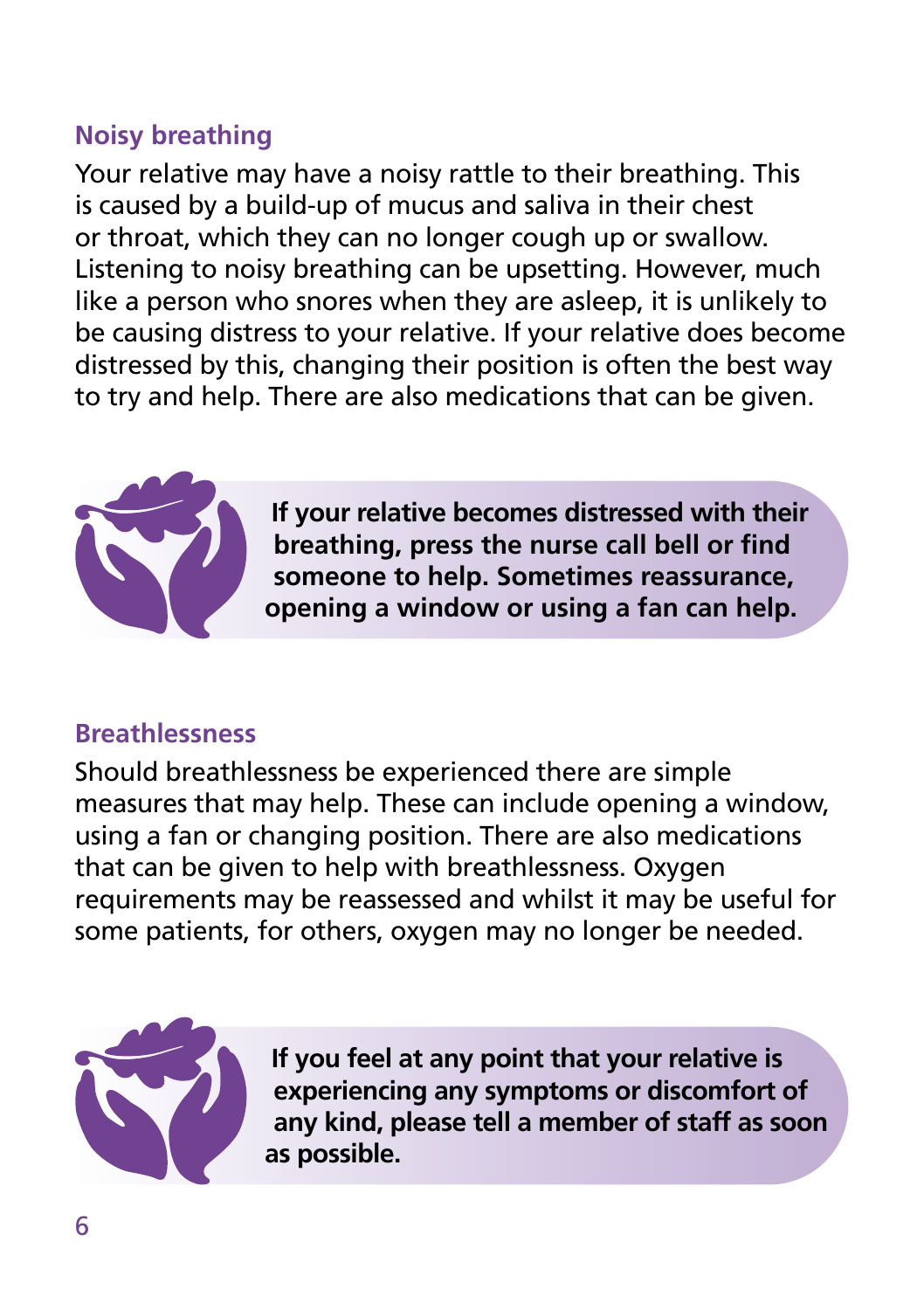## Noisy breathing

Your relative may have a noisy rattle to their breathing. This is caused by a build-up of mucus and saliva in their chest or throat, which they can no longer cough up or swallow. Listening to noisy breathing can be upsetting. However, much like a person who snores when they are asleep, it is unlikely to be causing distress to your relative. If your relative does become distressed by this, changing their position is often the best way to try and help. There are also medications that can be given.

**If your relative becomes distressed with their breathing, press the nurse call bell or find someone to help. Sometimes reassurance, opening a window or using a fan can help.**

## Breathlessness

Should breathlessness be experienced there are simple measures that may help. These can include opening a window, using a fan or changing position. There are also medications that can be given to help with breathlessness. Oxygen requirements may be reassessed and whilst it may be useful for some patients, for others, oxygen may no longer be needed.

**If you feel at any point that your relative is experiencing any symptoms or discomfort of any kind, please tell a member of staff as soon as possible.**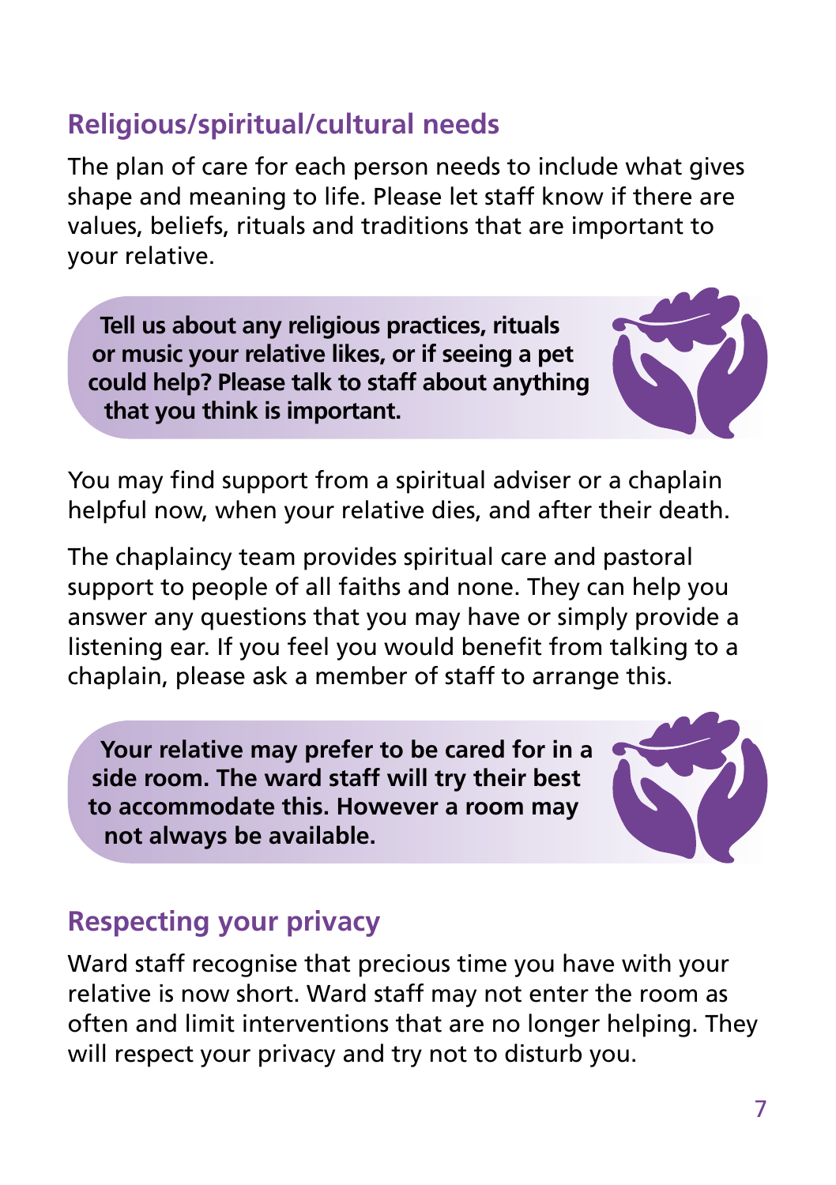## Religious/spiritual/cultural needs

The plan of care for each person needs to include what gives shape and meaning to life. Please let staff know if there are values, beliefs, rituals and traditions that are important to your relative.

**Tell us about any religious practices, rituals or music your relative likes, or if seeing a pet could help? Please talk to staff about anything that you think is important.**

You may find support from a spiritual adviser or a chaplain helpful now, when your relative dies, and after their death.

The chaplaincy team provides spiritual care and pastoral support to people of all faiths and none. They can help you answer any questions that you may have or simply provide a listening ear. If you feel you would benefit from talking to a chaplain, please ask a member of staff to arrange this.

**Your relative may prefer to be cared for in a side room. The ward staff will try their best to accommodate this. However a room may not always be available.**

## Respecting your privacy

Ward staff recognise that precious time you have with your relative is now short. Ward staff may not enter the room as often and limit interventions that are no longer helping. They will respect your privacy and try not to disturb you.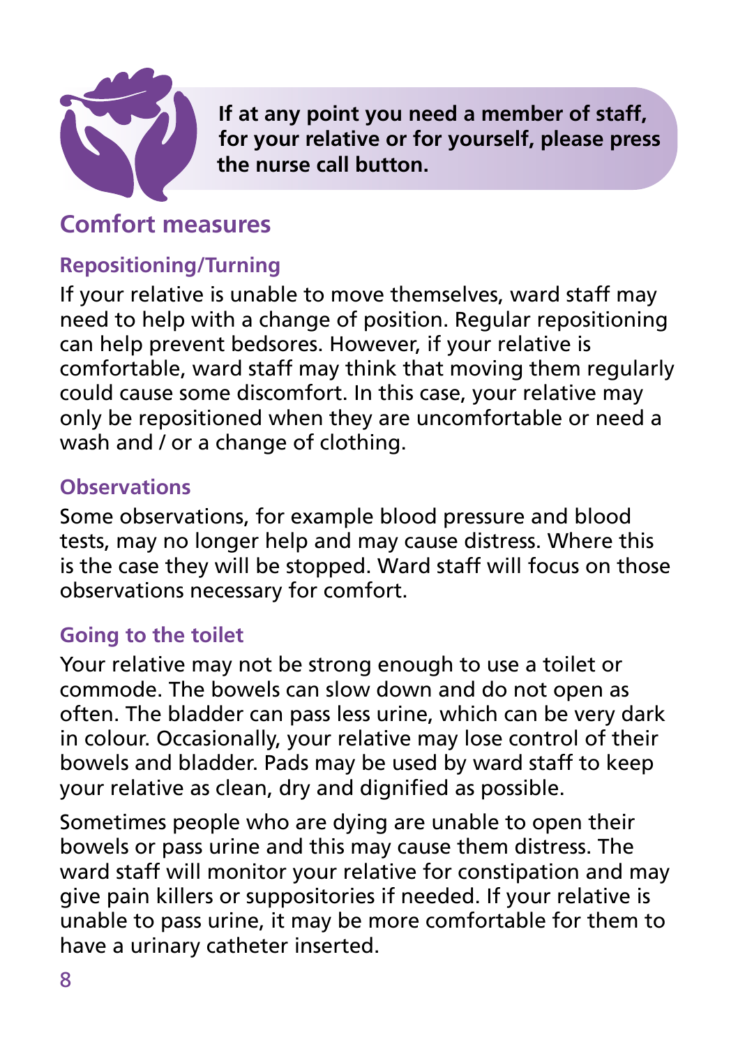**If at any point you need a member of staff, for your relative or for yourself, please press the nurse call button.**

## Comfort measures

### Repositioning/Turning

If your relative is unable to move themselves, ward staff may need to help with a change of position. Regular repositioning can help prevent bedsores. However, if your relative is comfortable, ward staff may think that moving them regularly could cause some discomfort. In this case, your relative may only be repositioned when they are uncomfortable or need a wash and / or a change of clothing.

### Observations

Some observations, for example blood pressure and blood tests, may no longer help and may cause distress. Where this is the case they will be stopped. Ward staff will focus on those observations necessary for comfort.

### Going to the toilet

Your relative may not be strong enough to use a toilet or commode. The bowels can slow down and do not open as often. The bladder can pass less urine, which can be very dark in colour. Occasionally, your relative may lose control of their bowels and bladder. Pads may be used by ward staff to keep your relative as clean, dry and dignified as possible.

Sometimes people who are dying are unable to open their bowels or pass urine and this may cause them distress. The ward staff will monitor your relative for constipation and may give pain killers or suppositories if needed. If your relative is unable to pass urine, it may be more comfortable for them to have a urinary catheter inserted.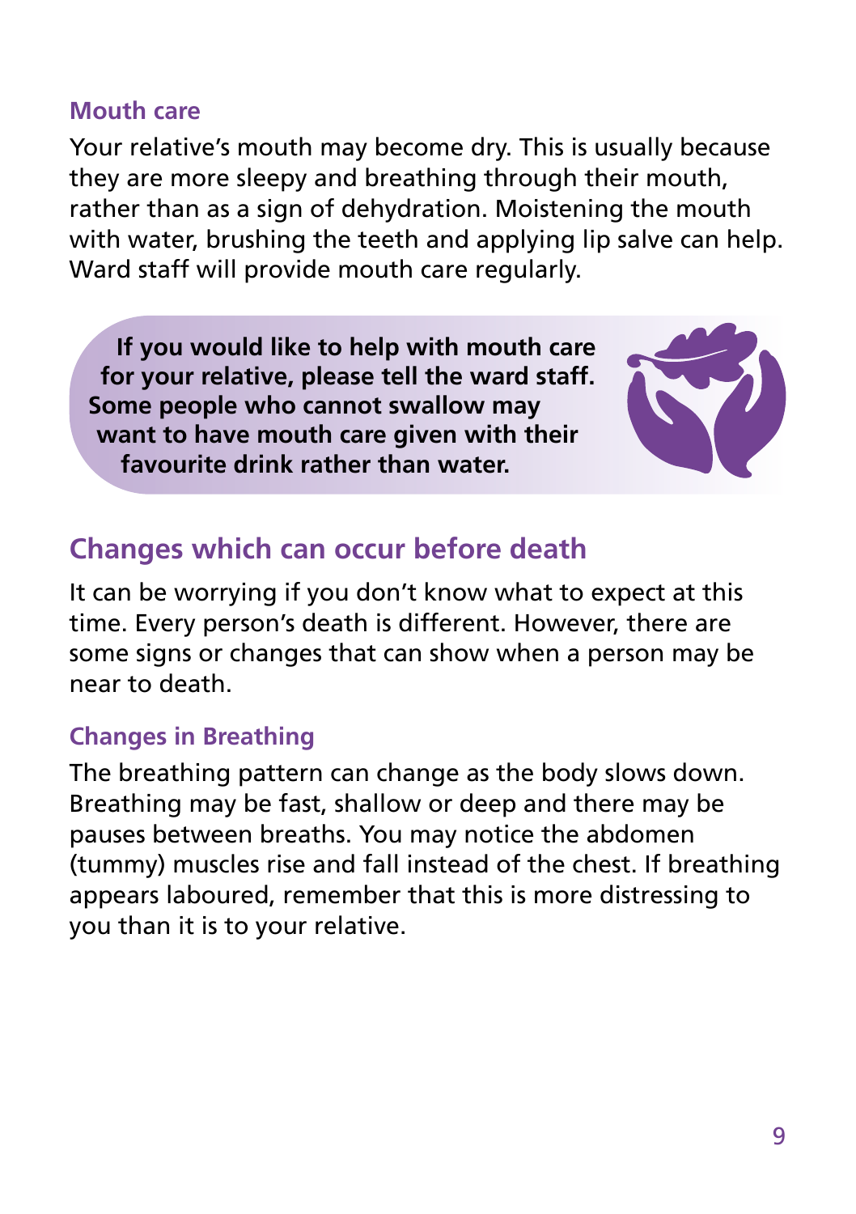### Mouth care

Your relative's mouth may become dry. This is usually because they are more sleepy and breathing through their mouth, rather than as a sign of dehydration. Moistening the mouth with water, brushing the teeth and applying lip salve can help. Ward staff will provide mouth care regularly.

**If you would like to help with mouth care for your relative, please tell the ward staff. Some people who cannot swallow may want to have mouth care given with their favourite drink rather than water.**

## Changes which can occur before death

It can be worrying if you don't know what to expect at this time. Every person's death is different. However, there are some signs or changes that can show when a person may be near to death.

### Changes in Breathing

The breathing pattern can change as the body slows down. Breathing may be fast, shallow or deep and there may be pauses between breaths. You may notice the abdomen (tummy) muscles rise and fall instead of the chest. If breathing appears laboured, remember that this is more distressing to you than it is to your relative.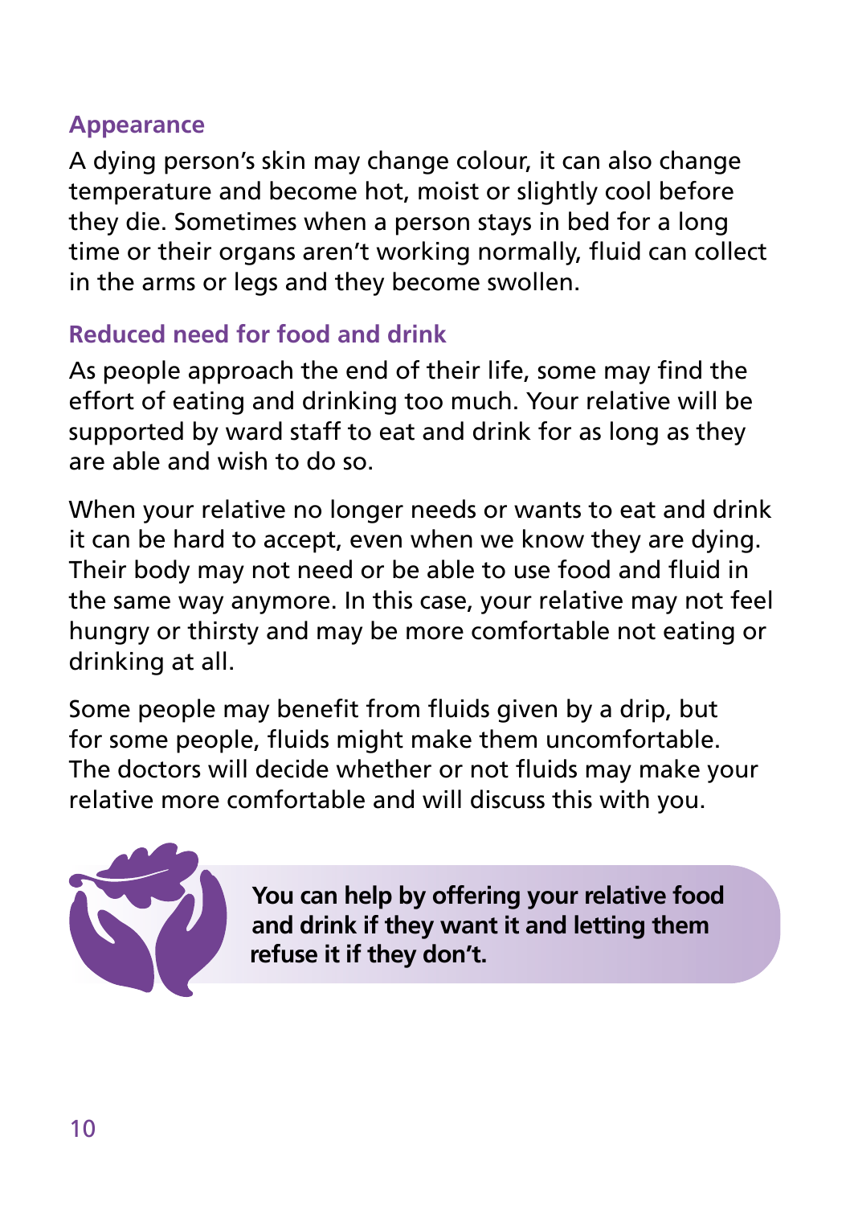## Appearance

A dying person's skin may change colour, it can also change temperature and become hot, moist or slightly cool before they die. Sometimes when a person stays in bed for a long time or their organs aren't working normally, fluid can collect in the arms or legs and they become swollen.

## Reduced need for food and drink

As people approach the end of their life, some may find the effort of eating and drinking too much. Your relative will be supported by ward staff to eat and drink for as long as they are able and wish to do so.

When your relative no longer needs or wants to eat and drink it can be hard to accept, even when we know they are dying. Their body may not need or be able to use food and fluid in the same way anymore. In this case, your relative may not feel hungry or thirsty and may be more comfortable not eating or drinking at all.

Some people may benefit from fluids given by a drip, but for some people, fluids might make them uncomfortable. The doctors will decide whether or not fluids may make your relative more comfortable and will discuss this with you.

**You can help by offering your relative food and drink if they want it and letting them refuse it if they don't.**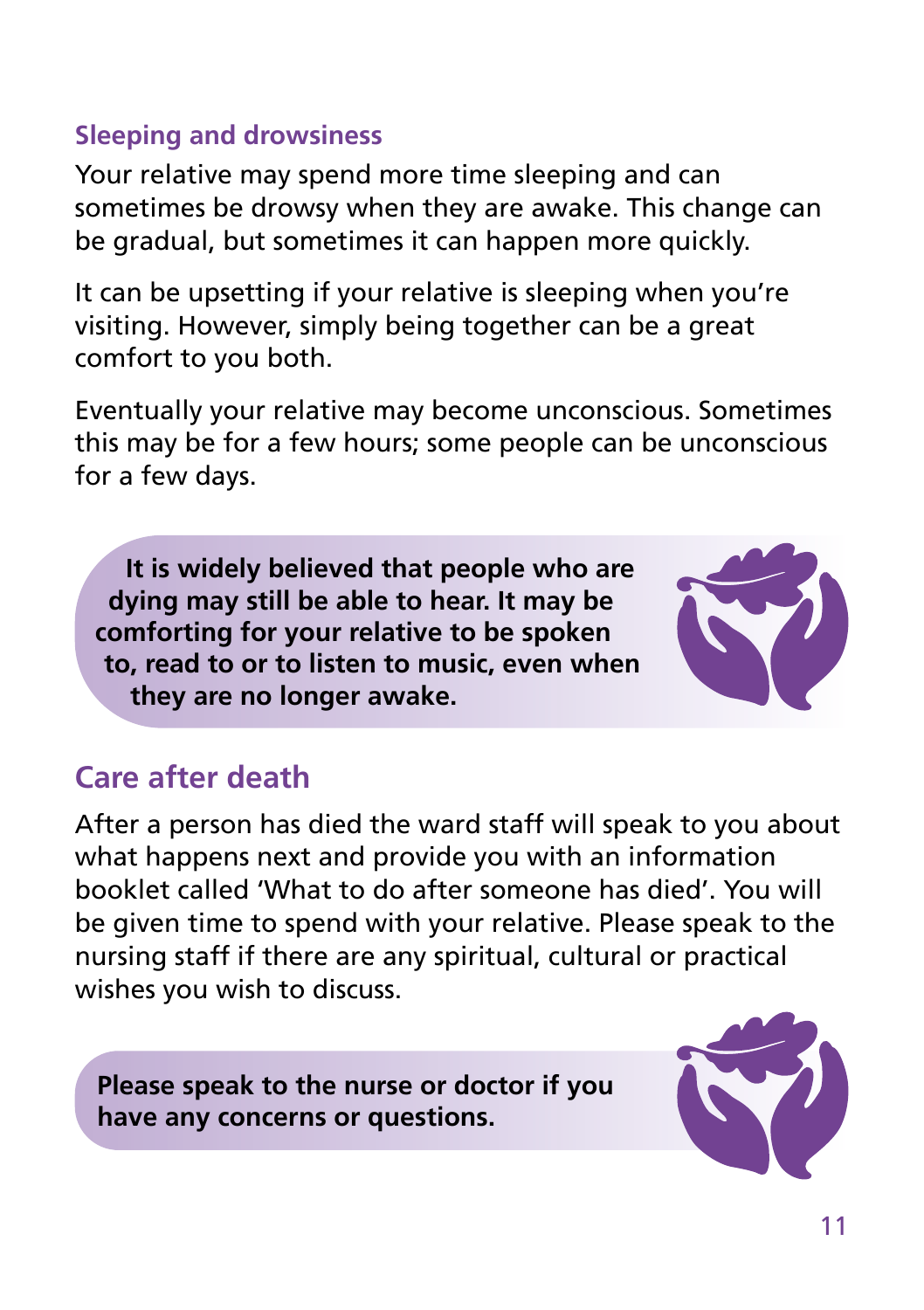### Sleeping and drowsiness

Your relative may spend more time sleeping and can sometimes be drowsy when they are awake. This change can be gradual, but sometimes it can happen more quickly.

It can be upsetting if your relative is sleeping when you're visiting. However, simply being together can be a great comfort to you both.

Eventually your relative may become unconscious. Sometimes this may be for a few hours; some people can be unconscious for a few days.

**It is widely believed that people who are dying may still be able to hear. It may be comforting for your relative to be spoken to, read to or to listen to music, even when they are no longer awake.**

## Care after death

After a person has died the ward staff will speak to you about what happens next and provide you with an information booklet called 'What to do after someone has died'. You will be given time to spend with your relative. Please speak to the nursing staff if there are any spiritual, cultural or practical wishes you wish to discuss.

**Please speak to the nurse or doctor if you have any concerns or questions.**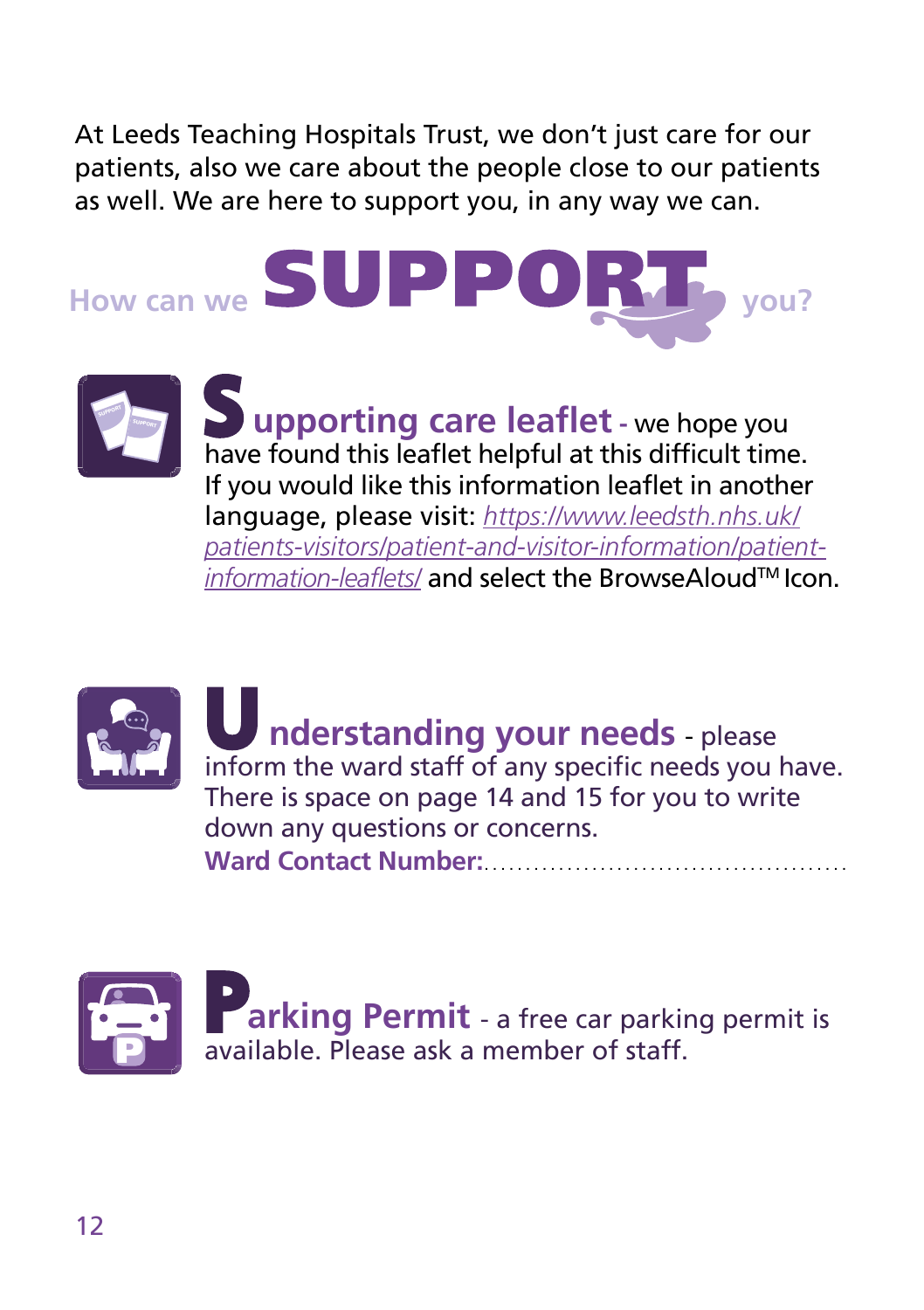At Leeds Teaching Hospitals Trust, we don't just care for our patients, also we care about the people close to our patients as well. We are here to support you, in any way we can.

# How can we SUPPORT you?

**Supporting care leaflet** - we hope you have found this leaflet helpful at this difficult time. If you would like this information leaflet in another language, please visit: *https://www.leedsth.nhs.uk/patients-visitors/patient-and-visitor-information/patient-information-leaflets/* and select the BrowseAloud™ Icon.

**Understanding your needs** - please inform the ward staff of any specific needs you have. There is space on page 14 and 15 for you to write down any questions or concerns.

**Ward Contact Number:**...........................................

**Parking Permit** - a free car parking permit is available. Please ask a member of staff.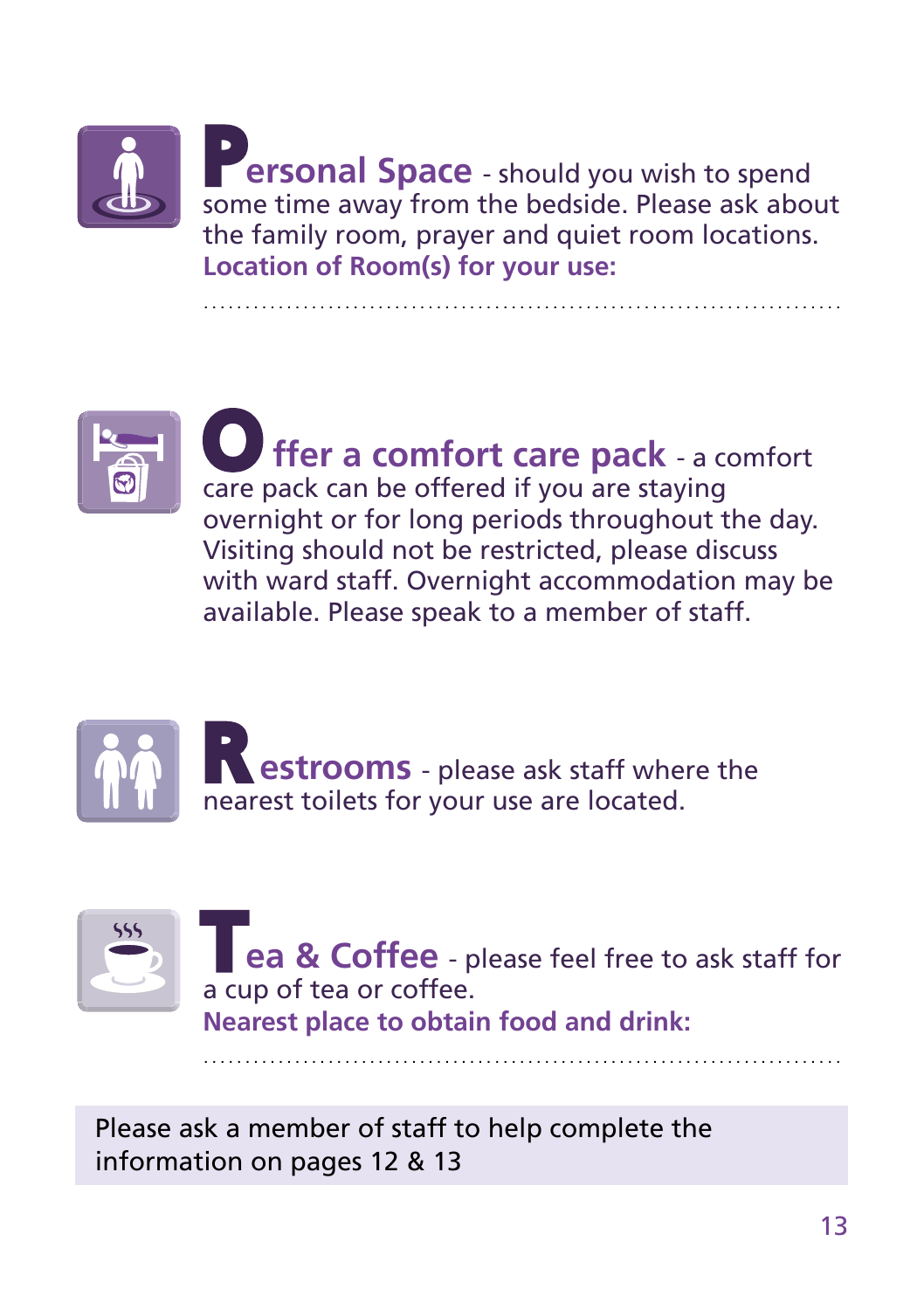**Personal Space** - should you wish to spend some time away from the bedside. Please ask about the family room, prayer and quiet room locations.
**Location of Room(s) for your use:**

..........................................................................

**Offer a comfort care pack** - a comfort care pack can be offered if you are staying overnight or for long periods throughout the day. Visiting should not be restricted, please discuss with ward staff. Overnight accommodation may be available. Please speak to a member of staff.

**Restrooms** - please ask staff where the nearest toilets for your use are located.

**Tea & Coffee** - please feel free to ask staff for a cup of tea or coffee.
**Nearest place to obtain food and drink:**

..........................................................................

Please ask a member of staff to help complete the information on pages 12 & 13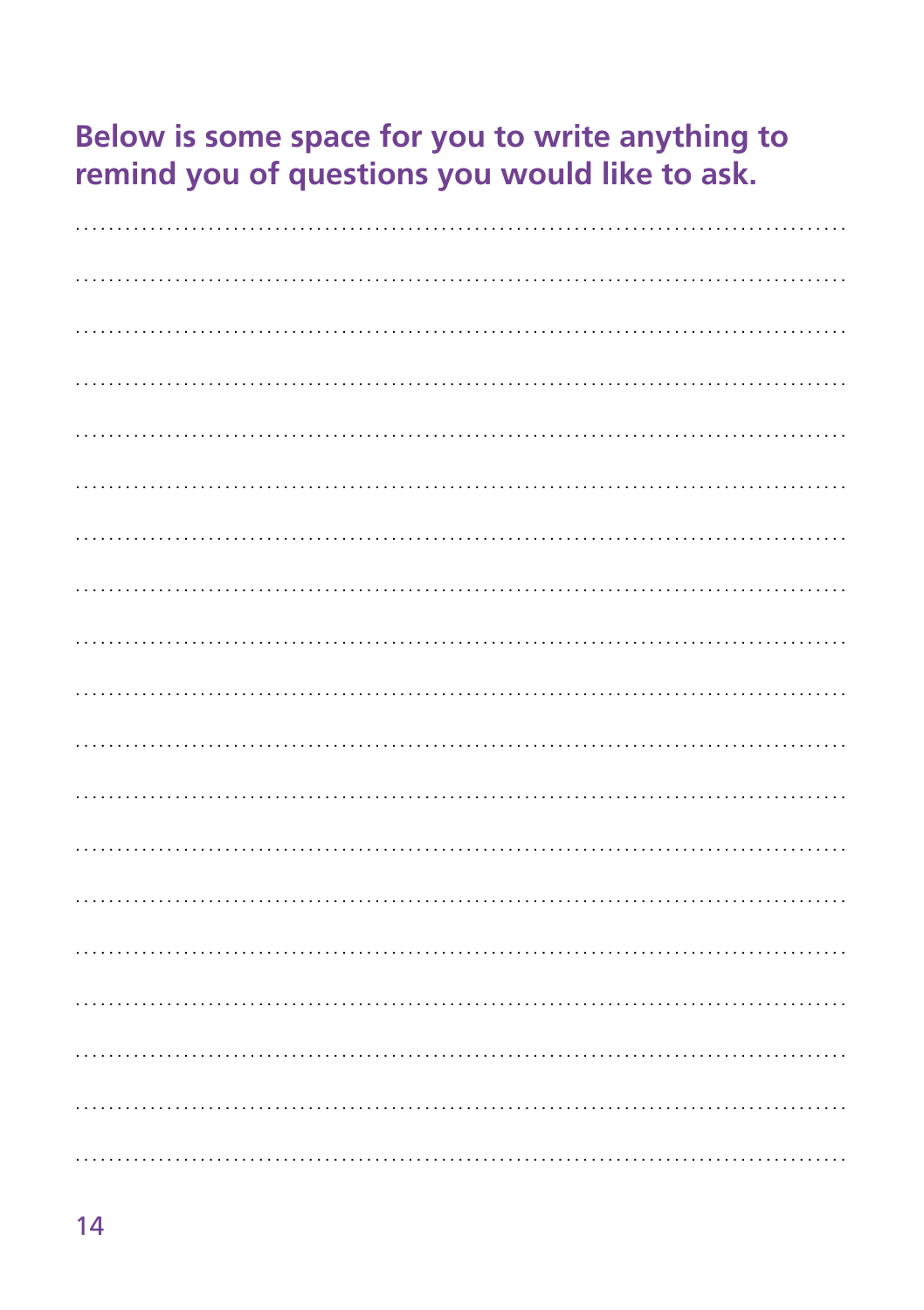**Below is some space for you to write anything to remind you of questions you would like to ask.**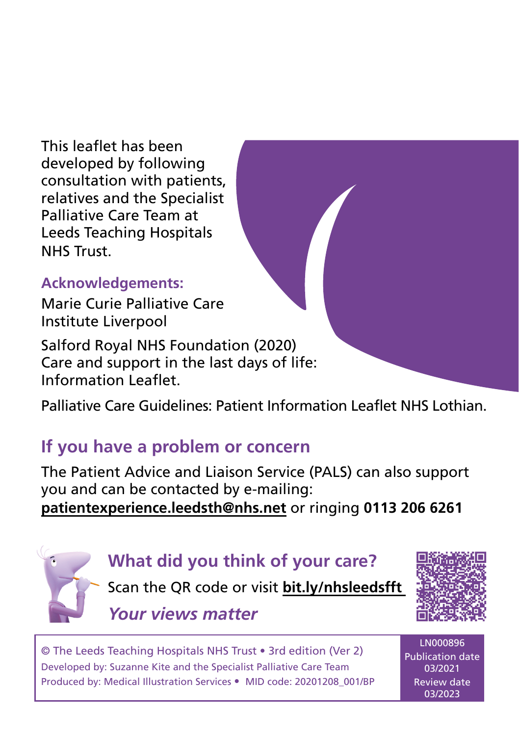This leaflet has been developed by following consultation with patients, relatives and the Specialist Palliative Care Team at Leeds Teaching Hospitals NHS Trust.

## Acknowledgements:

Marie Curie Palliative Care Institute Liverpool

Salford Royal NHS Foundation (2020) Care and support in the last days of life: Information Leaflet.

Palliative Care Guidelines: Patient Information Leaflet NHS Lothian.

## If you have a problem or concern

The Patient Advice and Liaison Service (PALS) can also support you and can be contacted by e-mailing: **patientexperience.leedsth@nhs.net** or ringing **0113 206 6261**

## What did you think of your care?

Scan the QR code or visit **bit.ly/nhsleedsfft**

***Your views matter***

© The Leeds Teaching Hospitals NHS Trust • 3rd edition (Ver 2)
Developed by: Suzanne Kite and the Specialist Palliative Care Team
Produced by: Medical Illustration Services • MID code: 20201208_001/BP

LN000896
Publication date 03/2021
Review date 03/2023